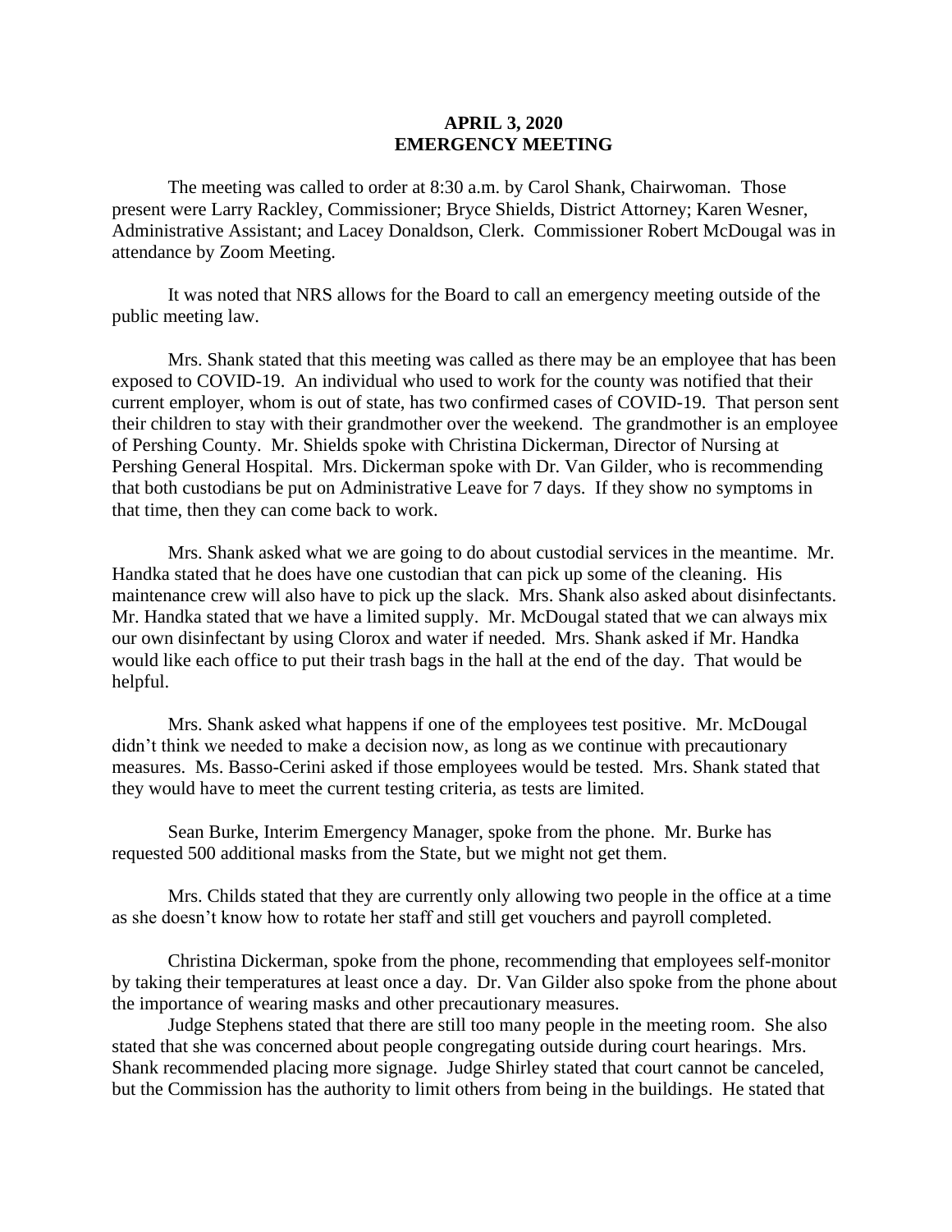**APRIL 3, 2020**
**EMERGENCY MEETING**

The meeting was called to order at 8:30 a.m. by Carol Shank, Chairwoman. Those present were Larry Rackley, Commissioner; Bryce Shields, District Attorney; Karen Wesner, Administrative Assistant; and Lacey Donaldson, Clerk. Commissioner Robert McDougal was in attendance by Zoom Meeting.

It was noted that NRS allows for the Board to call an emergency meeting outside of the public meeting law.

Mrs. Shank stated that this meeting was called as there may be an employee that has been exposed to COVID-19. An individual who used to work for the county was notified that their current employer, whom is out of state, has two confirmed cases of COVID-19. That person sent their children to stay with their grandmother over the weekend. The grandmother is an employee of Pershing County. Mr. Shields spoke with Christina Dickerman, Director of Nursing at Pershing General Hospital. Mrs. Dickerman spoke with Dr. Van Gilder, who is recommending that both custodians be put on Administrative Leave for 7 days. If they show no symptoms in that time, then they can come back to work.

Mrs. Shank asked what we are going to do about custodial services in the meantime. Mr. Handka stated that he does have one custodian that can pick up some of the cleaning. His maintenance crew will also have to pick up the slack. Mrs. Shank also asked about disinfectants. Mr. Handka stated that we have a limited supply. Mr. McDougal stated that we can always mix our own disinfectant by using Clorox and water if needed. Mrs. Shank asked if Mr. Handka would like each office to put their trash bags in the hall at the end of the day. That would be helpful.

Mrs. Shank asked what happens if one of the employees test positive. Mr. McDougal didn't think we needed to make a decision now, as long as we continue with precautionary measures. Ms. Basso-Cerini asked if those employees would be tested. Mrs. Shank stated that they would have to meet the current testing criteria, as tests are limited.

Sean Burke, Interim Emergency Manager, spoke from the phone. Mr. Burke has requested 500 additional masks from the State, but we might not get them.

Mrs. Childs stated that they are currently only allowing two people in the office at a time as she doesn't know how to rotate her staff and still get vouchers and payroll completed.

Christina Dickerman, spoke from the phone, recommending that employees self-monitor by taking their temperatures at least once a day. Dr. Van Gilder also spoke from the phone about the importance of wearing masks and other precautionary measures.

Judge Stephens stated that there are still too many people in the meeting room. She also stated that she was concerned about people congregating outside during court hearings. Mrs. Shank recommended placing more signage. Judge Shirley stated that court cannot be canceled, but the Commission has the authority to limit others from being in the buildings. He stated that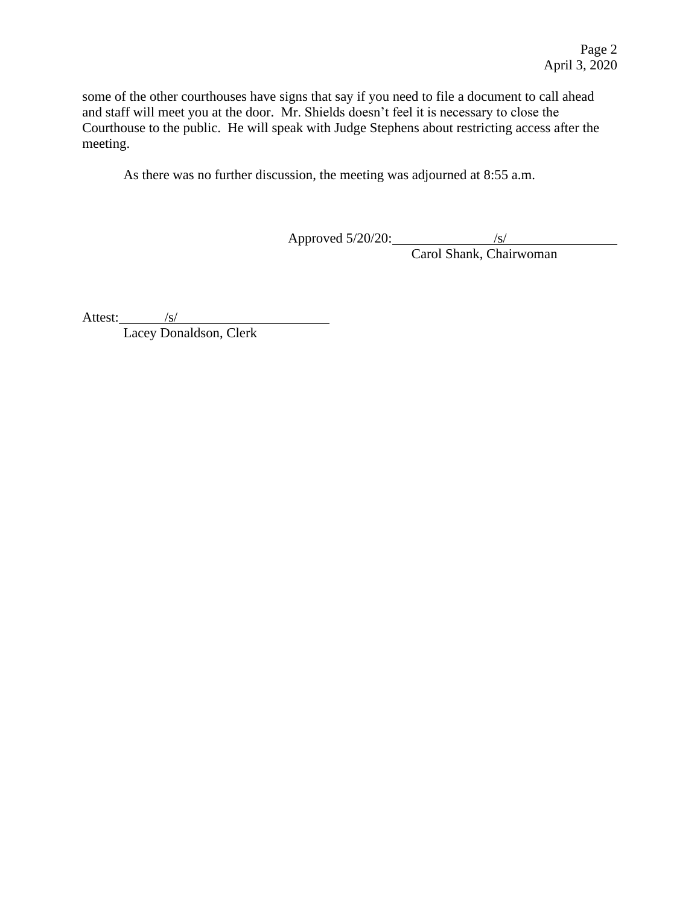some of the other courthouses have signs that say if you need to file a document to call ahead and staff will meet you at the door. Mr. Shields doesn't feel it is necessary to close the Courthouse to the public. He will speak with Judge Stephens about restricting access after the meeting.

As there was no further discussion, the meeting was adjourned at 8:55 a.m.

Approved 5/20/20: /s/
Carol Shank, Chairwoman

Attest: /s/
Lacey Donaldson, Clerk